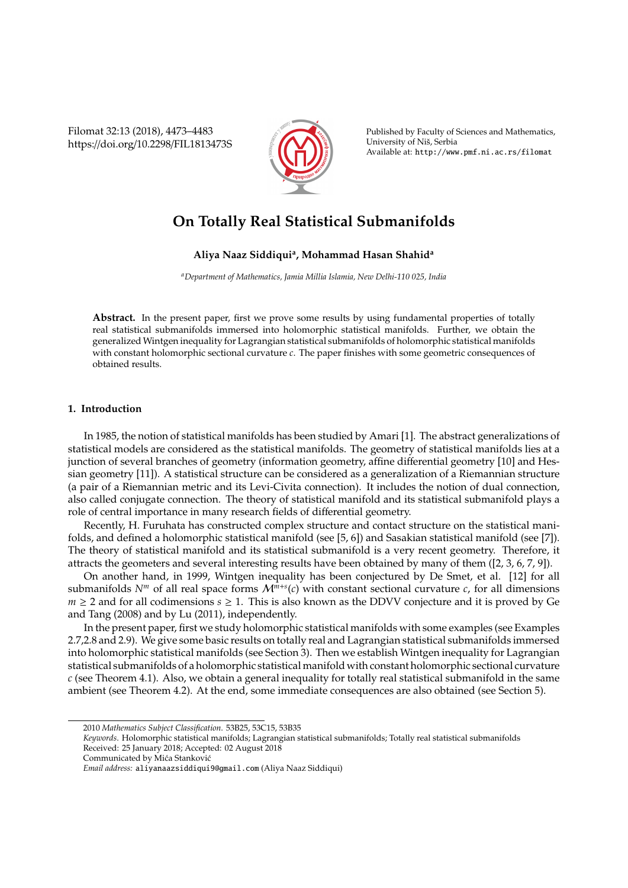# On Totally Real Statistical Submanifolds

**Aliya Naaz Siddiqui[a], Mohammad Hasan Shahid[a]**

[a] *Department of Mathematics, Jamia Millia Islamia, New Delhi-110 025, India*

**Abstract.** In the present paper, first we prove some results by using fundamental properties of totally real statistical submanifolds immersed into holomorphic statistical manifolds. Further, we obtain the generalized Wintgen inequality for Lagrangian statistical submanifolds of holomorphic statistical manifolds with constant holomorphic sectional curvature $c$. The paper finishes with some geometric consequences of obtained results.

## 1. Introduction

In 1985, the notion of statistical manifolds has been studied by Amari [1]. The abstract generalizations of statistical models are considered as the statistical manifolds. The geometry of statistical manifolds lies at a junction of several branches of geometry (information geometry, affine differential geometry [10] and Hessian geometry [11]). A statistical structure can be considered as a generalization of a Riemannian structure (a pair of a Riemannian metric and its Levi-Civita connection). It includes the notion of dual connection, also called conjugate connection. The theory of statistical manifold and its statistical submanifold plays a role of central importance in many research fields of differential geometry.

Recently, H. Furuhata has constructed complex structure and contact structure on the statistical manifolds, and defined a holomorphic statistical manifold (see [5, 6]) and Sasakian statistical manifold (see [7]). The theory of statistical manifold and its statistical submanifold is a very recent geometry. Therefore, it attracts the geometers and several interesting results have been obtained by many of them ([2, 3, 6, 7, 9]).

On another hand, in 1999, Wintgen inequality has been conjectured by De Smet, et al. [12] for all submanifolds $N^m$ of all real space forms $\mathcal{M}^{m+s}(c)$ with constant sectional curvature $c$, for all dimensions $m \geq 2$ and for all codimensions $s \geq 1$. This is also known as the DDVV conjecture and it is proved by Ge and Tang (2008) and by Lu (2011), independently.

In the present paper, first we study holomorphic statistical manifolds with some examples (see Examples 2.7,2.8 and 2.9). We give some basic results on totally real and Lagrangian statistical submanifolds immersed into holomorphic statistical manifolds (see Section 3). Then we establish Wintgen inequality for Lagrangian statistical submanifolds of a holomorphic statistical manifold with constant holomorphic sectional curvature $c$ (see Theorem 4.1). Also, we obtain a general inequality for totally real statistical submanifold in the same ambient (see Theorem 4.2). At the end, some immediate consequences are also obtained (see Section 5).

---

2010 *Mathematics Subject Classification*. 53B25, 53C15, 53B35

*Keywords*. Holomorphic statistical manifolds; Lagrangian statistical submanifolds; Totally real statistical submanifolds

Received: 25 January 2018; Accepted: 02 August 2018

Communicated by Mića Stanković

*Email address:* aliyanaazsiddiqui9@gmail.com (Aliya Naaz Siddiqui)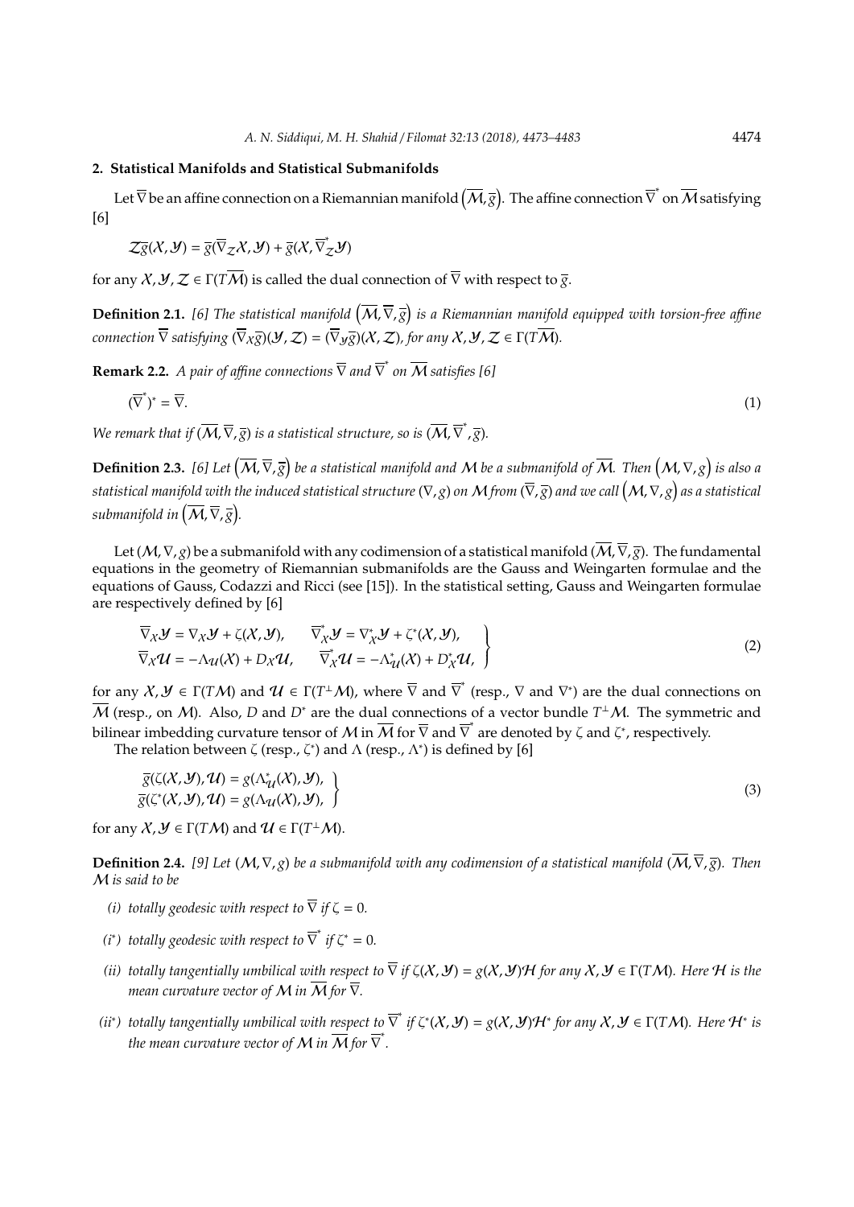## 2. Statistical Manifolds and Statistical Submanifolds

Let $\overline{\nabla}$ be an affine connection on a Riemannian manifold $\left(\overline{\mathcal{M}}, \overline{g}\right)$. The affine connection $\overline{\nabla}^{*}$ on $\overline{\mathcal{M}}$ satisfying [6]

$$\mathcal{Z}\overline{g}(\mathcal{X}, \mathcal{Y}) = \overline{g}(\overline{\nabla}_{\mathcal{Z}}\mathcal{X}, \mathcal{Y}) + \overline{g}(\mathcal{X}, \overline{\nabla}^{*}_{\mathcal{Z}}\mathcal{Y})$$

for any $\mathcal{X}, \mathcal{Y}, \mathcal{Z} \in \Gamma(T\overline{\mathcal{M}})$ is called the dual connection of $\overline{\nabla}$ with respect to $\overline{g}$.

**Definition 2.1.** *[6] The statistical manifold $\left(\overline{\mathcal{M}}, \overline{\nabla}, \overline{g}\right)$ is a Riemannian manifold equipped with torsion-free affine connection $\overline{\nabla}$ satisfying $(\overline{\nabla}_{\mathcal{X}}\overline{g})(\mathcal{Y}, \mathcal{Z}) = (\overline{\nabla}_{\mathcal{Y}}\overline{g})(\mathcal{X}, \mathcal{Z})$, for any $\mathcal{X}, \mathcal{Y}, \mathcal{Z} \in \Gamma(T\overline{\mathcal{M}})$.*

**Remark 2.2.** *A pair of affine connections $\overline{\nabla}$ and $\overline{\nabla}^{*}$ on $\overline{\mathcal{M}}$ satisfies [6]*

$$(\overline{\nabla}^{*})^{*} = \overline{\nabla}. \tag{1}$$

*We remark that if $(\overline{\mathcal{M}}, \overline{\nabla}, \overline{g})$ is a statistical structure, so is $(\overline{\mathcal{M}}, \overline{\nabla}^{*}, \overline{g})$.*

**Definition 2.3.** *[6] Let $\left(\overline{\mathcal{M}}, \overline{\nabla}, \overline{g}\right)$ be a statistical manifold and $\mathcal{M}$ be a submanifold of $\overline{\mathcal{M}}$. Then $\left(\mathcal{M}, \nabla, g\right)$ is also a statistical manifold with the induced statistical structure $(\nabla, g)$ on $\mathcal{M}$ from $(\overline{\nabla}, \overline{g})$ and we call $\left(\mathcal{M}, \nabla, g\right)$ as a statistical submanifold in $\left(\overline{\mathcal{M}}, \overline{\nabla}, \overline{g}\right)$.*

Let $(\mathcal{M}, \nabla, g)$ be a submanifold with any codimension of a statistical manifold $(\overline{\mathcal{M}}, \overline{\nabla}, \overline{g})$. The fundamental equations in the geometry of Riemannian submanifolds are the Gauss and Weingarten formulae and the equations of Gauss, Codazzi and Ricci (see [15]). In the statistical setting, Gauss and Weingarten formulae are respectively defined by [6]

$$\left.\begin{array}{ll} \overline{\nabla}_{\mathcal{X}}\mathcal{Y} = \nabla_{\mathcal{X}}\mathcal{Y} + \zeta(\mathcal{X}, \mathcal{Y}), & \overline{\nabla}^{*}_{\mathcal{X}}\mathcal{Y} = \nabla^{*}_{\mathcal{X}}\mathcal{Y} + \zeta^{*}(\mathcal{X}, \mathcal{Y}), \\ \overline{\nabla}_{\mathcal{X}}\mathcal{U} = -\Lambda_{\mathcal{U}}(\mathcal{X}) + D_{\mathcal{X}}\mathcal{U}, & \overline{\nabla}^{*}_{\mathcal{X}}\mathcal{U} = -\Lambda^{*}_{\mathcal{U}}(\mathcal{X}) + D^{*}_{\mathcal{X}}\mathcal{U}, \end{array}\right\} \tag{2}$$

for any $\mathcal{X}, \mathcal{Y} \in \Gamma(T\mathcal{M})$ and $\mathcal{U} \in \Gamma(T^{\perp}\mathcal{M})$, where $\overline{\nabla}$ and $\overline{\nabla}^{*}$ (resp., $\nabla$ and $\nabla^{*}$) are the dual connections on $\overline{\mathcal{M}}$ (resp., on $\mathcal{M}$). Also, $D$ and $D^{*}$ are the dual connections of a vector bundle $T^{\perp}\mathcal{M}$. The symmetric and bilinear imbedding curvature tensor of $\mathcal{M}$ in $\overline{\mathcal{M}}$ for $\overline{\nabla}$ and $\overline{\nabla}^{*}$ are denoted by $\zeta$ and $\zeta^{*}$, respectively.

The relation between $\zeta$ (resp., $\zeta^{*}$) and $\Lambda$ (resp., $\Lambda^{*}$) is defined by [6]

$$\left.\begin{array}{l} \overline{g}(\zeta(\mathcal{X}, \mathcal{Y}), \mathcal{U}) = g(\Lambda^{*}_{\mathcal{U}}(\mathcal{X}), \mathcal{Y}), \\ \overline{g}(\zeta^{*}(\mathcal{X}, \mathcal{Y}), \mathcal{U}) = g(\Lambda_{\mathcal{U}}(\mathcal{X}), \mathcal{Y}), \end{array}\right\} \tag{3}$$

for any $\mathcal{X}, \mathcal{Y} \in \Gamma(T\mathcal{M})$ and $\mathcal{U} \in \Gamma(T^{\perp}\mathcal{M})$.

**Definition 2.4.** *[9] Let $(\mathcal{M}, \nabla, g)$ be a submanifold with any codimension of a statistical manifold $(\overline{\mathcal{M}}, \overline{\nabla}, \overline{g})$. Then $\mathcal{M}$ is said to be*

- *(i) totally geodesic with respect to $\overline{\nabla}$ if $\zeta = 0$.*
- *(i\*) totally geodesic with respect to $\overline{\nabla}^{*}$ if $\zeta^{*} = 0$.*
- *(ii) totally tangentially umbilical with respect to $\overline{\nabla}$ if $\zeta(\mathcal{X}, \mathcal{Y}) = g(\mathcal{X}, \mathcal{Y})\mathcal{H}$ for any $\mathcal{X}, \mathcal{Y} \in \Gamma(T\mathcal{M})$. Here $\mathcal{H}$ is the mean curvature vector of $\mathcal{M}$ in $\overline{\mathcal{M}}$ for $\overline{\nabla}$.*
- *(ii\*) totally tangentially umbilical with respect to $\overline{\nabla}^{*}$ if $\zeta^{*}(\mathcal{X}, \mathcal{Y}) = g(\mathcal{X}, \mathcal{Y})\mathcal{H}^{*}$ for any $\mathcal{X}, \mathcal{Y} \in \Gamma(T\mathcal{M})$. Here $\mathcal{H}^{*}$ is the mean curvature vector of $\mathcal{M}$ in $\overline{\mathcal{M}}$ for $\overline{\nabla}^{*}$.*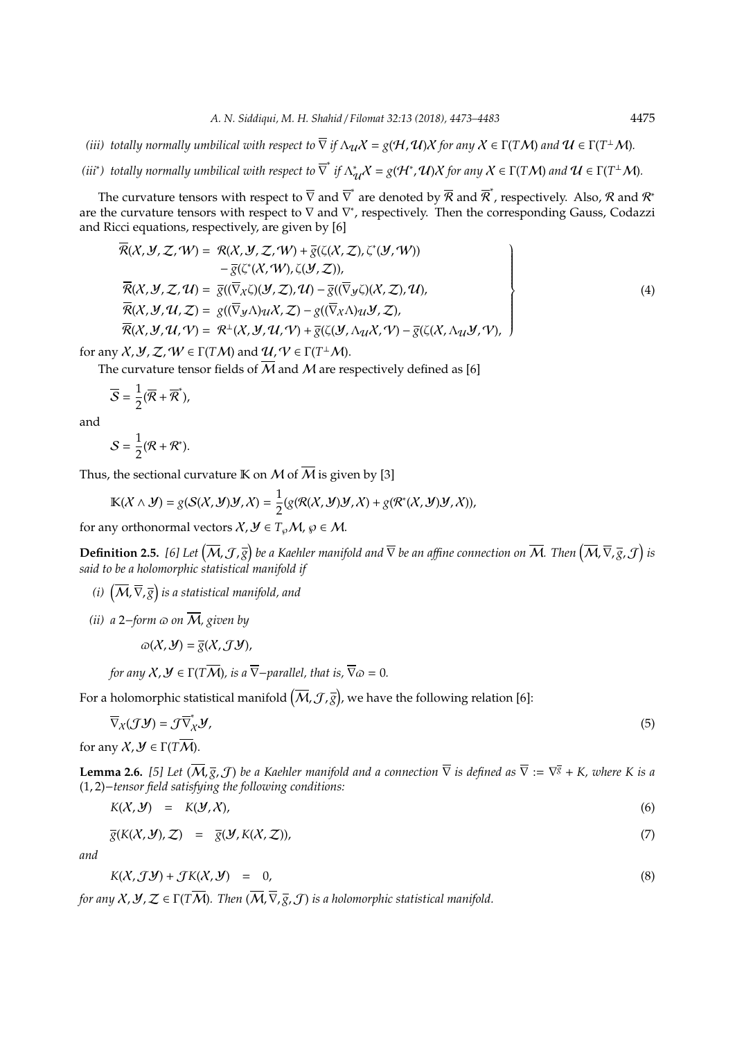(iii) *totally normally umbilical with respect to* $\overline{\nabla}$ *if* $\Lambda_{\mathcal{U}}\mathcal{X} = g(\mathcal{H}, \mathcal{U})\mathcal{X}$ *for any* $\mathcal{X} \in \Gamma(T\mathcal{M})$ *and* $\mathcal{U} \in \Gamma(T^{\perp}\mathcal{M})$.

(iii*) *totally normally umbilical with respect to* $\overline{\nabla}^{*}$ *if* $\Lambda^{*}_{\mathcal{U}}\mathcal{X} = g(\mathcal{H}^{*}, \mathcal{U})\mathcal{X}$ *for any* $\mathcal{X} \in \Gamma(T\mathcal{M})$ *and* $\mathcal{U} \in \Gamma(T^{\perp}\mathcal{M})$.

The curvature tensors with respect to $\overline{\nabla}$ and $\overline{\nabla}^{*}$ are denoted by $\overline{\mathcal{R}}$ and $\overline{\mathcal{R}}^{*}$, respectively. Also, $\mathcal{R}$ and $\mathcal{R}^{*}$ are the curvature tensors with respect to $\nabla$ and $\nabla^{*}$, respectively. Then the corresponding Gauss, Codazzi and Ricci equations, respectively, are given by [6]

$$
\left.
\begin{aligned}
\overline{\mathcal{R}}(\mathcal{X}, \mathcal{Y}, \mathcal{Z}, \mathcal{W}) &= \mathcal{R}(\mathcal{X}, \mathcal{Y}, \mathcal{Z}, \mathcal{W}) + \overline{g}(\zeta(\mathcal{X}, \mathcal{Z}), \zeta^{*}(\mathcal{Y}, \mathcal{W})) \\
&\quad - \overline{g}(\zeta^{*}(\mathcal{X}, \mathcal{W}), \zeta(\mathcal{Y}, \mathcal{Z})), \\
\overline{\mathcal{R}}(\mathcal{X}, \mathcal{Y}, \mathcal{Z}, \mathcal{U}) &= \overline{g}((\overline{\nabla}_{\mathcal{X}}\zeta)(\mathcal{Y}, \mathcal{Z}), \mathcal{U}) - \overline{g}((\overline{\nabla}_{\mathcal{Y}}\zeta)(\mathcal{X}, \mathcal{Z}), \mathcal{U}), \\
\overline{\mathcal{R}}(\mathcal{X}, \mathcal{Y}, \mathcal{U}, \mathcal{Z}) &= g((\overline{\nabla}_{\mathcal{Y}}\Lambda)_{\mathcal{U}}\mathcal{X}, \mathcal{Z}) - g((\overline{\nabla}_{\mathcal{X}}\Lambda)_{\mathcal{U}}\mathcal{Y}, \mathcal{Z}), \\
\overline{\mathcal{R}}(\mathcal{X}, \mathcal{Y}, \mathcal{U}, \mathcal{V}) &= \mathcal{R}^{\perp}(\mathcal{X}, \mathcal{Y}, \mathcal{U}, \mathcal{V}) + \overline{g}(\zeta(\mathcal{Y}, \Lambda_{\mathcal{U}}\mathcal{X}, \mathcal{V}) - \overline{g}(\zeta(\mathcal{X}, \Lambda_{\mathcal{U}}\mathcal{Y}, \mathcal{V}),
\end{aligned}
\right\} \tag{4}
$$

for any $\mathcal{X}, \mathcal{Y}, \mathcal{Z}, \mathcal{W} \in \Gamma(T\mathcal{M})$ and $\mathcal{U}, \mathcal{V} \in \Gamma(T^{\perp}\mathcal{M})$.

The curvature tensor fields of $\overline{\mathcal{M}}$ and $\mathcal{M}$ are respectively defined as [6]

$$
\overline{\mathcal{S}} = \frac{1}{2}(\overline{\mathcal{R}} + \overline{\mathcal{R}}^{*}),
$$

and

$$
\mathcal{S} = \frac{1}{2}(\mathcal{R} + \mathcal{R}^{*}).
$$

Thus, the sectional curvature $\mathbb{K}$ on $\mathcal{M}$ of $\overline{\mathcal{M}}$ is given by [3]

$$
\mathbb{K}(\mathcal{X} \wedge \mathcal{Y}) = g(\mathcal{S}(\mathcal{X}, \mathcal{Y})\mathcal{Y}, \mathcal{X}) = \frac{1}{2}(g(\mathcal{R}(\mathcal{X}, \mathcal{Y})\mathcal{Y}, \mathcal{X}) + g(\mathcal{R}^{*}(\mathcal{X}, \mathcal{Y})\mathcal{Y}, \mathcal{X})),
$$

for any orthonormal vectors $\mathcal{X}, \mathcal{Y} \in T_{\wp}\mathcal{M}$, $\wp \in \mathcal{M}$.

**Definition 2.5.** *[6] Let* $\left(\overline{\mathcal{M}}, \mathcal{J}, \overline{g}\right)$ *be a Kaehler manifold and* $\overline{\nabla}$ *be an affine connection on* $\overline{\mathcal{M}}$. *Then* $\left(\overline{\mathcal{M}}, \overline{\nabla}, \overline{g}, \mathcal{J}\right)$ *is said to be a holomorphic statistical manifold if*

(i) $\left(\overline{\mathcal{M}}, \overline{\nabla}, \overline{g}\right)$ *is a statistical manifold, and*

(ii) *a* $2-$*form* $\varpi$ *on* $\overline{\mathcal{M}}$, *given by*

$$
\varpi(\mathcal{X}, \mathcal{Y}) = \overline{g}(\mathcal{X}, \mathcal{J}\mathcal{Y}),
$$

*for any* $\mathcal{X}, \mathcal{Y} \in \Gamma(T\overline{\mathcal{M}})$, *is a* $\overline{\nabla}-$*parallel, that is,* $\overline{\nabla}\varpi = 0$.

For a holomorphic statistical manifold $\left(\overline{\mathcal{M}}, \mathcal{J}, \overline{g}\right)$, we have the following relation [6]:

$$
\overline{\nabla}_{\mathcal{X}}(\mathcal{J}\mathcal{Y}) = \mathcal{J}\overline{\nabla}^{*}_{\mathcal{X}}\mathcal{Y}, \tag{5}
$$

for any $\mathcal{X}, \mathcal{Y} \in \Gamma(T\overline{\mathcal{M}})$.

**Lemma 2.6.** *[5] Let* $(\overline{\mathcal{M}}, \overline{g}, \mathcal{J})$ *be a Kaehler manifold and a connection* $\overline{\nabla}$ *is defined as* $\overline{\nabla} := \nabla^{\overline{g}} + K$, *where* $K$ *is a* $(1, 2)-$*tensor field satisfying the following conditions:*

$$
K(\mathcal{X}, \mathcal{Y}) = K(\mathcal{Y}, \mathcal{X}), \tag{6}
$$

$$
\overline{g}(K(\mathcal{X}, \mathcal{Y}), \mathcal{Z}) = \overline{g}(\mathcal{Y}, K(\mathcal{X}, \mathcal{Z})), \tag{7}
$$

*and*

$$
K(\mathcal{X}, \mathcal{J}\mathcal{Y}) + \mathcal{J}K(\mathcal{X}, \mathcal{Y}) = 0, \tag{8}
$$

*for any* $\mathcal{X}, \mathcal{Y}, \mathcal{Z} \in \Gamma(T\overline{\mathcal{M}})$. *Then* $(\overline{\mathcal{M}}, \overline{\nabla}, \overline{g}, \mathcal{J})$ *is a holomorphic statistical manifold.*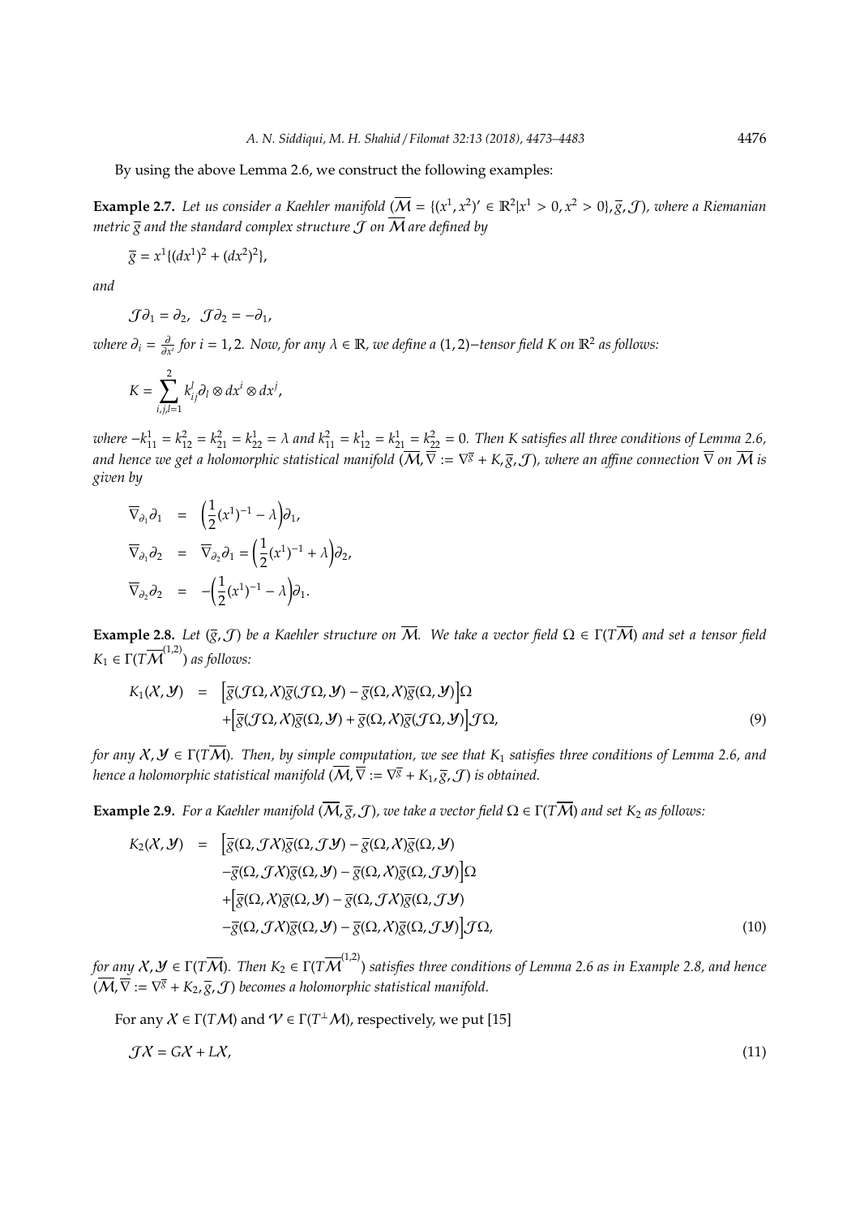By using the above Lemma 2.6, we construct the following examples:

**Example 2.7.** *Let us consider a Kaehler manifold* $(\overline{\mathcal{M}} = \{(x^1, x^2)' \in \mathbb{R}^2 | x^1 > 0, x^2 > 0\}, \overline{g}, \mathcal{J})$*, where a Riemanian metric* $\overline{g}$ *and the standard complex structure* $\mathcal{J}$ *on* $\overline{\mathcal{M}}$ *are defined by*

$$\overline{g} = x^1\{(dx^1)^2 + (dx^2)^2\},$$

*and*

$$\mathcal{J}\partial_1 = \partial_2, \quad \mathcal{J}\partial_2 = -\partial_1,$$

*where* $\partial_i = \frac{\partial}{\partial x^i}$ *for* $i = 1, 2$*. Now, for any* $\lambda \in \mathbb{R}$*, we define a* $(1,2)-$*tensor field* $K$ *on* $\mathbb{R}^2$ *as follows:*

$$K = \sum_{i,j,l=1}^{2} k_{ij}^{l} \partial_l \otimes dx^i \otimes dx^j,$$

*where* $-k_{11}^1 = k_{12}^2 = k_{21}^2 = k_{22}^1 = \lambda$ *and* $k_{11}^2 = k_{12}^1 = k_{21}^1 = k_{22}^2 = 0$*. Then* $K$ *satisfies all three conditions of Lemma 2.6, and hence we get a holomorphic statistical manifold* $(\overline{\mathcal{M}}, \overline{\nabla} := \nabla^{\overline{g}} + K, \overline{g}, \mathcal{J})$*, where an affine connection* $\overline{\nabla}$ *on* $\overline{\mathcal{M}}$ *is given by*

$$\begin{aligned}
\overline{\nabla}_{\partial_1}\partial_1 &= \Big(\frac{1}{2}(x^1)^{-1} - \lambda\Big)\partial_1, \\
\overline{\nabla}_{\partial_1}\partial_2 &= \overline{\nabla}_{\partial_2}\partial_1 = \Big(\frac{1}{2}(x^1)^{-1} + \lambda\Big)\partial_2, \\
\overline{\nabla}_{\partial_2}\partial_2 &= -\Big(\frac{1}{2}(x^1)^{-1} - \lambda\Big)\partial_1.
\end{aligned}$$

**Example 2.8.** *Let* $(\overline{g}, \mathcal{J})$ *be a Kaehler structure on* $\overline{\mathcal{M}}$*. We take a vector field* $\Omega \in \Gamma(T\overline{\mathcal{M}})$ *and set a tensor field* $K_1 \in \Gamma(T\overline{\mathcal{M}}^{(1,2)})$ *as follows:*

$$\begin{aligned}
K_1(\mathcal{X}, \mathcal{Y}) &= \Big[\overline{g}(\mathcal{J}\Omega, \mathcal{X})\overline{g}(\mathcal{J}\Omega, \mathcal{Y}) - \overline{g}(\Omega, \mathcal{X})\overline{g}(\Omega, \mathcal{Y})\Big]\Omega \\
&\quad + \Big[\overline{g}(\mathcal{J}\Omega, \mathcal{X})\overline{g}(\Omega, \mathcal{Y}) + \overline{g}(\Omega, \mathcal{X})\overline{g}(\mathcal{J}\Omega, \mathcal{Y})\Big]\mathcal{J}\Omega, \qquad (9)
\end{aligned}$$

*for any* $\mathcal{X}, \mathcal{Y} \in \Gamma(T\overline{\mathcal{M}})$*. Then, by simple computation, we see that* $K_1$ *satisfies three conditions of Lemma 2.6, and hence a holomorphic statistical manifold* $(\overline{\mathcal{M}}, \overline{\nabla} := \nabla^{\overline{g}} + K_1, \overline{g}, \mathcal{J})$ *is obtained.*

**Example 2.9.** *For a Kaehler manifold* $(\overline{\mathcal{M}}, \overline{g}, \mathcal{J})$*, we take a vector field* $\Omega \in \Gamma(T\overline{\mathcal{M}})$ *and set* $K_2$ *as follows:*

$$\begin{aligned}
K_2(\mathcal{X}, \mathcal{Y}) &= \Big[\overline{g}(\Omega, \mathcal{J}\mathcal{X})\overline{g}(\Omega, \mathcal{J}\mathcal{Y}) - \overline{g}(\Omega, \mathcal{X})\overline{g}(\Omega, \mathcal{Y}) \\
&\quad - \overline{g}(\Omega, \mathcal{J}\mathcal{X})\overline{g}(\Omega, \mathcal{Y}) - \overline{g}(\Omega, \mathcal{X})\overline{g}(\Omega, \mathcal{J}\mathcal{Y})\Big]\Omega \\
&\quad + \Big[\overline{g}(\Omega, \mathcal{X})\overline{g}(\Omega, \mathcal{Y}) - \overline{g}(\Omega, \mathcal{J}\mathcal{X})\overline{g}(\Omega, \mathcal{J}\mathcal{Y}) \\
&\quad - \overline{g}(\Omega, \mathcal{J}\mathcal{X})\overline{g}(\Omega, \mathcal{Y}) - \overline{g}(\Omega, \mathcal{X})\overline{g}(\Omega, \mathcal{J}\mathcal{Y})\Big]\mathcal{J}\Omega, \qquad (10)
\end{aligned}$$

*for any* $\mathcal{X}, \mathcal{Y} \in \Gamma(T\overline{\mathcal{M}})$*. Then* $K_2 \in \Gamma(T\overline{\mathcal{M}}^{(1,2)})$ *satisfies three conditions of Lemma 2.6 as in Example 2.8, and hence* $(\overline{\mathcal{M}}, \overline{\nabla} := \nabla^{\overline{g}} + K_2, \overline{g}, \mathcal{J})$ *becomes a holomorphic statistical manifold.*

For any $\mathcal{X} \in \Gamma(T\mathcal{M})$ and $\mathcal{V} \in \Gamma(T^{\perp}\mathcal{M})$, respectively, we put [15]

$$\mathcal{J}\mathcal{X} = G\mathcal{X} + L\mathcal{X}, \qquad (11)$$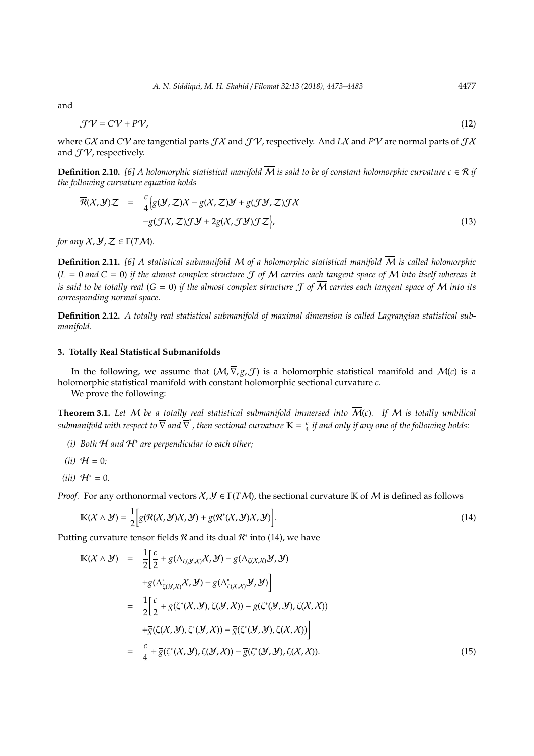and

$$\mathcal{J}\mathcal{V} = C\mathcal{V} + P\mathcal{V}, \tag{12}$$

where $G\mathcal{X}$ and $C\mathcal{V}$ are tangential parts $\mathcal{J}\mathcal{X}$ and $\mathcal{J}\mathcal{V}$, respectively. And $L\mathcal{X}$ and $P\mathcal{V}$ are normal parts of $\mathcal{J}\mathcal{X}$ and $\mathcal{J}\mathcal{V}$, respectively.

**Definition 2.10.** *[6] A holomorphic statistical manifold $\overline{\mathcal{M}}$ is said to be of constant holomorphic curvature $c \in \mathcal{R}$ if the following curvature equation holds*

$$\begin{aligned}
\overline{\mathcal{R}}(\mathcal{X},\mathcal{Y})\mathcal{Z} &= \frac{c}{4}\Big\{g(\mathcal{Y},\mathcal{Z})\mathcal{X} - g(\mathcal{X},\mathcal{Z})\mathcal{Y} + g(\mathcal{J}\mathcal{Y},\mathcal{Z})\mathcal{J}\mathcal{X} \\
&\quad - g(\mathcal{J}\mathcal{X},\mathcal{Z})\mathcal{J}\mathcal{Y} + 2g(\mathcal{X},\mathcal{J}\mathcal{Y})\mathcal{J}\mathcal{Z}\Big\},
\end{aligned} \tag{13}$$

*for any $\mathcal{X},\mathcal{Y},\mathcal{Z} \in \Gamma(T\overline{\mathcal{M}})$.*

**Definition 2.11.** *[6] A statistical submanifold $\mathcal{M}$ of a holomorphic statistical manifold $\overline{\mathcal{M}}$ is called holomorphic ($L = 0$ and $C = 0$) if the almost complex structure $\mathcal{J}$ of $\overline{\mathcal{M}}$ carries each tangent space of $\mathcal{M}$ into itself whereas it is said to be totally real ($G = 0$) if the almost complex structure $\mathcal{J}$ of $\overline{\mathcal{M}}$ carries each tangent space of $\mathcal{M}$ into its corresponding normal space.*

**Definition 2.12.** *A totally real statistical submanifold of maximal dimension is called Lagrangian statistical submanifold.*

## 3. Totally Real Statistical Submanifolds

In the following, we assume that $(\overline{\mathcal{M}},\overline{\nabla},g,\mathcal{J})$ is a holomorphic statistical manifold and $\overline{\mathcal{M}}(c)$ is a holomorphic statistical manifold with constant holomorphic sectional curvature $c$.

We prove the following:

**Theorem 3.1.** *Let $\mathcal{M}$ be a totally real statistical submanifold immersed into $\overline{\mathcal{M}}(c)$. If $\mathcal{M}$ is totally umbilical submanifold with respect to $\overline{\nabla}$ and $\overline{\nabla}^*$, then sectional curvature $\mathbb{K} = \frac{c}{4}$ if and only if any one of the following holds:*

*(i) Both $\mathcal{H}$ and $\mathcal{H}^*$ are perpendicular to each other;*

*(ii) $\mathcal{H} = 0$;*

*(iii) $\mathcal{H}^* = 0$.*

*Proof.* For any orthonormal vectors $\mathcal{X},\mathcal{Y} \in \Gamma(T\mathcal{M})$, the sectional curvature $\mathbb{K}$ of $\mathcal{M}$ is defined as follows

$$\mathbb{K}(\mathcal{X}\wedge\mathcal{Y}) = \frac{1}{2}\Big[g(\mathcal{R}(\mathcal{X},\mathcal{Y})\mathcal{X},\mathcal{Y}) + g(\mathcal{R}^*(\mathcal{X},\mathcal{Y})\mathcal{X},\mathcal{Y})\Big]. \tag{14}$$

Putting curvature tensor fields $\mathcal{R}$ and its dual $\mathcal{R}^*$ into (14), we have

$$\begin{aligned}
\mathbb{K}(\mathcal{X}\wedge\mathcal{Y}) &= \frac{1}{2}\Big[\frac{c}{2} + g(\Lambda_{\zeta(\mathcal{Y},\mathcal{X})}\mathcal{X},\mathcal{Y}) - g(\Lambda_{\zeta(\mathcal{X},\mathcal{X})}\mathcal{Y},\mathcal{Y}) \\
&\quad + g(\Lambda^*_{\zeta(\mathcal{Y},\mathcal{X})}\mathcal{X},\mathcal{Y}) - g(\Lambda^*_{\zeta(\mathcal{X},\mathcal{X})}\mathcal{Y},\mathcal{Y})\Big] \\
&= \frac{1}{2}\Big[\frac{c}{2} + \overline{g}(\zeta^*(\mathcal{X},\mathcal{Y}),\zeta(\mathcal{Y},\mathcal{X})) - \overline{g}(\zeta^*(\mathcal{Y},\mathcal{Y}),\zeta(\mathcal{X},\mathcal{X})) \\
&\quad + \overline{g}(\zeta(\mathcal{X},\mathcal{Y}),\zeta^*(\mathcal{Y},\mathcal{X})) - \overline{g}(\zeta^*(\mathcal{Y},\mathcal{Y}),\zeta(\mathcal{X},\mathcal{X}))\Big] \\
&= \frac{c}{4} + \overline{g}(\zeta^*(\mathcal{X},\mathcal{Y}),\zeta(\mathcal{Y},\mathcal{X})) - \overline{g}(\zeta^*(\mathcal{Y},\mathcal{Y}),\zeta(\mathcal{X},\mathcal{X})).
\end{aligned} \tag{15}$$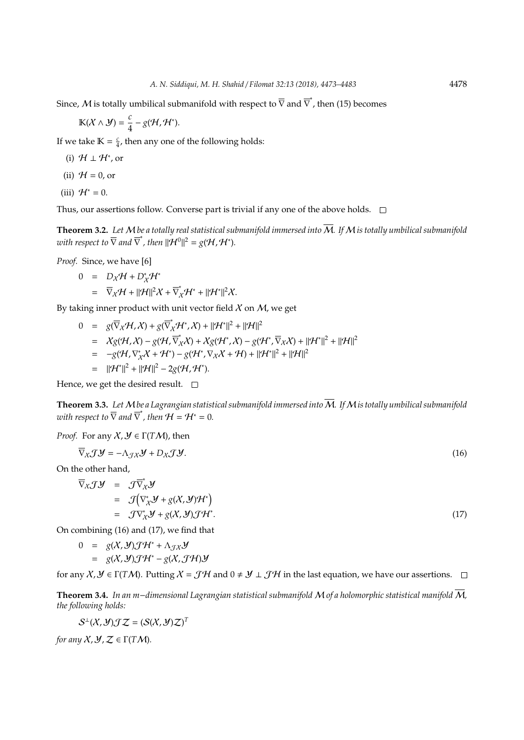Since, $\mathcal{M}$ is totally umbilical submanifold with respect to $\overline{\nabla}$ and $\overline{\nabla}^*$, then (15) becomes

$$\mathbb{K}(\mathcal{X} \wedge \mathcal{Y}) = \frac{c}{4} - g(\mathcal{H}, \mathcal{H}^*).$$

If we take $\mathbb{K} = \frac{c}{4}$, then any one of the following holds:

(i) $\mathcal{H} \perp \mathcal{H}^*$, or

(ii) $\mathcal{H} = 0$, or

(iii) $\mathcal{H}^* = 0$.

Thus, our assertions follow. Converse part is trivial if any one of the above holds. $\square$

**Theorem 3.2.** *Let $\mathcal{M}$ be a totally real statistical submanifold immersed into $\overline{\mathcal{M}}$. If $\mathcal{M}$ is totally umbilical submanifold with respect to $\overline{\nabla}$ and $\overline{\nabla}^*$, then $\|\mathcal{H}^0\|^2 = g(\mathcal{H}, \mathcal{H}^*)$.*

*Proof.* Since, we have [6]

$$\begin{aligned}
0 &= D_{\mathcal{X}}\mathcal{H} + D^*_{\mathcal{X}}\mathcal{H}^* \\
&= \overline{\nabla}_{\mathcal{X}}\mathcal{H} + \|\mathcal{H}\|^2\mathcal{X} + \overline{\nabla}^*_{\mathcal{X}}\mathcal{H}^* + \|\mathcal{H}^*\|^2\mathcal{X}.
\end{aligned}$$

By taking inner product with unit vector field $\mathcal{X}$ on $\mathcal{M}$, we get

$$\begin{aligned}
0 &= g(\overline{\nabla}_{\mathcal{X}}\mathcal{H}, \mathcal{X}) + g(\overline{\nabla}^*_{\mathcal{X}}\mathcal{H}^*, \mathcal{X}) + \|\mathcal{H}^*\|^2 + \|\mathcal{H}\|^2 \\
&= \mathcal{X}g(\mathcal{H}, \mathcal{X}) - g(\mathcal{H}, \overline{\nabla}^*_{\mathcal{X}}\mathcal{X}) + \mathcal{X}g(\mathcal{H}^*, \mathcal{X}) - g(\mathcal{H}^*, \overline{\nabla}_{\mathcal{X}}\mathcal{X}) + \|\mathcal{H}^*\|^2 + \|\mathcal{H}\|^2 \\
&= -g(\mathcal{H}, \nabla^*_{\mathcal{X}}\mathcal{X} + \mathcal{H}^*) - g(\mathcal{H}^*, \nabla_{\mathcal{X}}\mathcal{X} + \mathcal{H}) + \|\mathcal{H}^*\|^2 + \|\mathcal{H}\|^2 \\
&= \|\mathcal{H}^*\|^2 + \|\mathcal{H}\|^2 - 2g(\mathcal{H}, \mathcal{H}^*).
\end{aligned}$$

Hence, we get the desired result. $\square$

**Theorem 3.3.** *Let $\mathcal{M}$ be a Lagrangian statistical submanifold immersed into $\overline{\mathcal{M}}$. If $\mathcal{M}$ is totally umbilical submanifold with respect to $\overline{\nabla}$ and $\overline{\nabla}^*$, then $\mathcal{H} = \mathcal{H}^* = 0$.*

*Proof.* For any $\mathcal{X}, \mathcal{Y} \in \Gamma(T\mathcal{M})$, then

$$\overline{\nabla}_{\mathcal{X}}\mathcal{J}\mathcal{Y} = -\Lambda_{\mathcal{J}\mathcal{X}}\mathcal{Y} + D_{\mathcal{X}}\mathcal{J}\mathcal{Y}. \tag{16}$$

On the other hand,

$$\begin{aligned}
\overline{\nabla}_{\mathcal{X}}\mathcal{J}\mathcal{Y} &= \mathcal{J}\overline{\nabla}^*_{\mathcal{X}}\mathcal{Y} \\
&= \mathcal{J}\Big(\nabla^*_{\mathcal{X}}\mathcal{Y} + g(\mathcal{X}, \mathcal{Y})\mathcal{H}^*\Big) \\
&= \mathcal{J}\nabla^*_{\mathcal{X}}\mathcal{Y} + g(\mathcal{X}, \mathcal{Y})\mathcal{J}\mathcal{H}^*.
\end{aligned} \tag{17}$$

On combining (16) and (17), we find that

$$\begin{aligned}
0 &= g(\mathcal{X}, \mathcal{Y})\mathcal{J}\mathcal{H}^* + \Lambda_{\mathcal{J}\mathcal{X}}\mathcal{Y} \\
&= g(\mathcal{X}, \mathcal{Y})\mathcal{J}\mathcal{H}^* - g(\mathcal{X}, \mathcal{J}\mathcal{H})\mathcal{Y}
\end{aligned}$$

for any $\mathcal{X}, \mathcal{Y} \in \Gamma(T\mathcal{M})$. Putting $\mathcal{X} = \mathcal{J}\mathcal{H}$ and $0 \neq \mathcal{Y} \perp \mathcal{J}\mathcal{H}$ in the last equation, we have our assertions. $\square$

**Theorem 3.4.** *In an $m-$dimensional Lagrangian statistical submanifold $\mathcal{M}$ of a holomorphic statistical manifold $\overline{\mathcal{M}}$, the following holds:*

$$\mathcal{S}^{\perp}(\mathcal{X}, \mathcal{Y})\mathcal{J}\mathcal{Z} = (\mathcal{S}(\mathcal{X}, \mathcal{Y})\mathcal{Z})^T$$

*for any $\mathcal{X}, \mathcal{Y}, \mathcal{Z} \in \Gamma(T\mathcal{M})$.*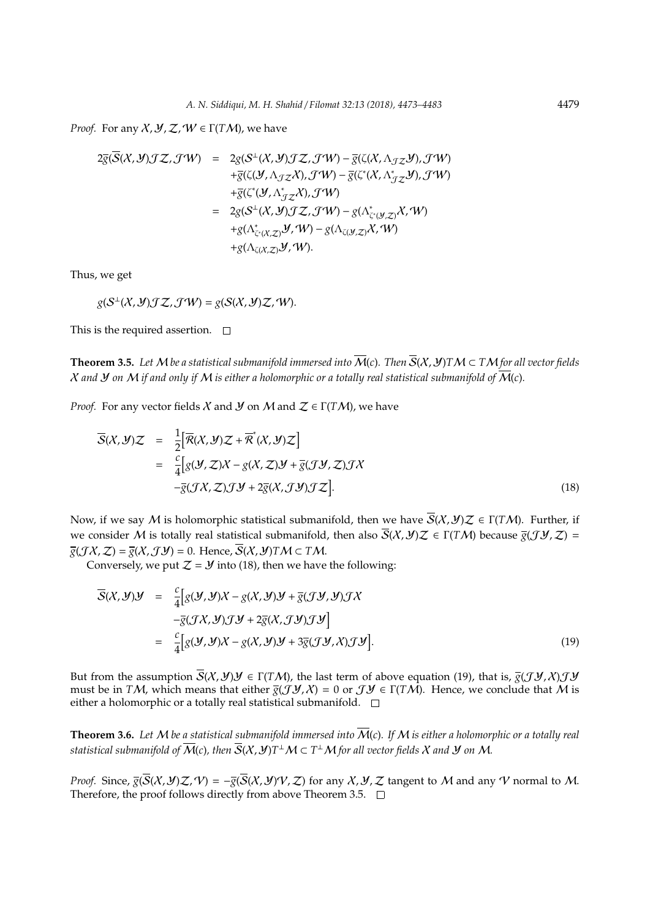*Proof.* For any $\mathcal{X}, \mathcal{Y}, \mathcal{Z}, \mathcal{W} \in \Gamma(T\mathcal{M})$, we have

$$\begin{aligned}
2\overline{g}(\overline{\mathcal{S}}(\mathcal{X},\mathcal{Y})\mathcal{J}\mathcal{Z},\mathcal{J}\mathcal{W}) &= 2g(\mathcal{S}^{\perp}(\mathcal{X},\mathcal{Y})\mathcal{J}\mathcal{Z},\mathcal{J}\mathcal{W}) - \overline{g}(\zeta(\mathcal{X},\Lambda_{\mathcal{J}\mathcal{Z}}\mathcal{Y}),\mathcal{J}\mathcal{W}) \\
&\quad + \overline{g}(\zeta(\mathcal{Y},\Lambda_{\mathcal{J}\mathcal{Z}}\mathcal{X}),\mathcal{J}\mathcal{W}) - \overline{g}(\zeta^*(\mathcal{X},\Lambda^*_{\mathcal{J}\mathcal{Z}}\mathcal{Y}),\mathcal{J}\mathcal{W}) \\
&\quad + \overline{g}(\zeta^*(\mathcal{Y},\Lambda^*_{\mathcal{J}\mathcal{Z}}\mathcal{X}),\mathcal{J}\mathcal{W}) \\
&= 2g(\mathcal{S}^{\perp}(\mathcal{X},\mathcal{Y})\mathcal{J}\mathcal{Z},\mathcal{J}\mathcal{W}) - g(\Lambda^*_{\zeta^*(\mathcal{Y},\mathcal{Z})}\mathcal{X},\mathcal{W}) \\
&\quad + g(\Lambda^*_{\zeta^*(\mathcal{X},\mathcal{Z})}\mathcal{Y},\mathcal{W}) - g(\Lambda_{\zeta(\mathcal{Y},\mathcal{Z})}\mathcal{X},\mathcal{W}) \\
&\quad + g(\Lambda_{\zeta(\mathcal{X},\mathcal{Z})}\mathcal{Y},\mathcal{W}).
\end{aligned}$$

Thus, we get

$$g(\mathcal{S}^{\perp}(\mathcal{X},\mathcal{Y})\mathcal{J}\mathcal{Z},\mathcal{J}\mathcal{W}) = g(\mathcal{S}(\mathcal{X},\mathcal{Y})\mathcal{Z},\mathcal{W}).$$

This is the required assertion. □

**Theorem 3.5.** *Let $\mathcal{M}$ be a statistical submanifold immersed into $\overline{\mathcal{M}}(c)$. Then $\overline{\mathcal{S}}(\mathcal{X},\mathcal{Y})T\mathcal{M} \subset T\mathcal{M}$ for all vector fields $\mathcal{X}$ and $\mathcal{Y}$ on $\mathcal{M}$ if and only if $\mathcal{M}$ is either a holomorphic or a totally real statistical submanifold of $\overline{\mathcal{M}}(c)$.*

*Proof.* For any vector fields $\mathcal{X}$ and $\mathcal{Y}$ on $\mathcal{M}$ and $\mathcal{Z} \in \Gamma(T\mathcal{M})$, we have

$$\begin{aligned}
\overline{\mathcal{S}}(\mathcal{X},\mathcal{Y})\mathcal{Z} &= \frac{1}{2}\Big[\overline{\mathcal{R}}(\mathcal{X},\mathcal{Y})\mathcal{Z} + \overline{\mathcal{R}}^*(\mathcal{X},\mathcal{Y})\mathcal{Z}\Big] \\
&= \frac{c}{4}\Big[g(\mathcal{Y},\mathcal{Z})\mathcal{X} - g(\mathcal{X},\mathcal{Z})\mathcal{Y} + \overline{g}(\mathcal{J}\mathcal{Y},\mathcal{Z})\mathcal{J}\mathcal{X} \\
&\quad - \overline{g}(\mathcal{J}\mathcal{X},\mathcal{Z})\mathcal{J}\mathcal{Y} + 2\overline{g}(\mathcal{X},\mathcal{J}\mathcal{Y})\mathcal{J}\mathcal{Z}\Big].
\end{aligned} \tag{18}$$

Now, if we say $\mathcal{M}$ is holomorphic statistical submanifold, then we have $\overline{\mathcal{S}}(\mathcal{X},\mathcal{Y})\mathcal{Z} \in \Gamma(T\mathcal{M})$. Further, if we consider $\mathcal{M}$ is totally real statistical submanifold, then also $\overline{\mathcal{S}}(\mathcal{X},\mathcal{Y})\mathcal{Z} \in \Gamma(T\mathcal{M})$ because $\overline{g}(\mathcal{J}\mathcal{Y},\mathcal{Z}) = \overline{g}(\mathcal{J}\mathcal{X},\mathcal{Z}) = \overline{g}(\mathcal{X},\mathcal{J}\mathcal{Y}) = 0$. Hence, $\overline{\mathcal{S}}(\mathcal{X},\mathcal{Y})T\mathcal{M} \subset T\mathcal{M}$.

Conversely, we put $\mathcal{Z} = \mathcal{Y}$ into (18), then we have the following:

$$\begin{aligned}
\overline{\mathcal{S}}(\mathcal{X},\mathcal{Y})\mathcal{Y} &= \frac{c}{4}\Big[g(\mathcal{Y},\mathcal{Y})\mathcal{X} - g(\mathcal{X},\mathcal{Y})\mathcal{Y} + \overline{g}(\mathcal{J}\mathcal{Y},\mathcal{Y})\mathcal{J}\mathcal{X} \\
&\quad - \overline{g}(\mathcal{J}\mathcal{X},\mathcal{Y})\mathcal{J}\mathcal{Y} + 2\overline{g}(\mathcal{X},\mathcal{J}\mathcal{Y})\mathcal{J}\mathcal{Y}\Big] \\
&= \frac{c}{4}\Big[g(\mathcal{Y},\mathcal{Y})\mathcal{X} - g(\mathcal{X},\mathcal{Y})\mathcal{Y} + 3\overline{g}(\mathcal{J}\mathcal{Y},\mathcal{X})\mathcal{J}\mathcal{Y}\Big].
\end{aligned} \tag{19}$$

But from the assumption $\overline{\mathcal{S}}(\mathcal{X},\mathcal{Y})\mathcal{Y} \in \Gamma(T\mathcal{M})$, the last term of above equation (19), that is, $\overline{g}(\mathcal{J}\mathcal{Y},\mathcal{X})\mathcal{J}\mathcal{Y}$ must be in $T\mathcal{M}$, which means that either $\overline{g}(\mathcal{J}\mathcal{Y},\mathcal{X}) = 0$ or $\mathcal{J}\mathcal{Y} \in \Gamma(T\mathcal{M})$. Hence, we conclude that $\mathcal{M}$ is either a holomorphic or a totally real statistical submanifold. □

**Theorem 3.6.** *Let $\mathcal{M}$ be a statistical submanifold immersed into $\overline{\mathcal{M}}(c)$. If $\mathcal{M}$ is either a holomorphic or a totally real statistical submanifold of $\overline{\mathcal{M}}(c)$, then $\overline{\mathcal{S}}(\mathcal{X},\mathcal{Y})T^{\perp}\mathcal{M} \subset T^{\perp}\mathcal{M}$ for all vector fields $\mathcal{X}$ and $\mathcal{Y}$ on $\mathcal{M}$.*

*Proof.* Since, $\overline{g}(\overline{\mathcal{S}}(\mathcal{X},\mathcal{Y})\mathcal{Z},\mathcal{V}) = -\overline{g}(\overline{\mathcal{S}}(\mathcal{X},\mathcal{Y})\mathcal{V},\mathcal{Z})$ for any $\mathcal{X},\mathcal{Y},\mathcal{Z}$ tangent to $\mathcal{M}$ and any $\mathcal{V}$ normal to $\mathcal{M}$. Therefore, the proof follows directly from above Theorem 3.5. □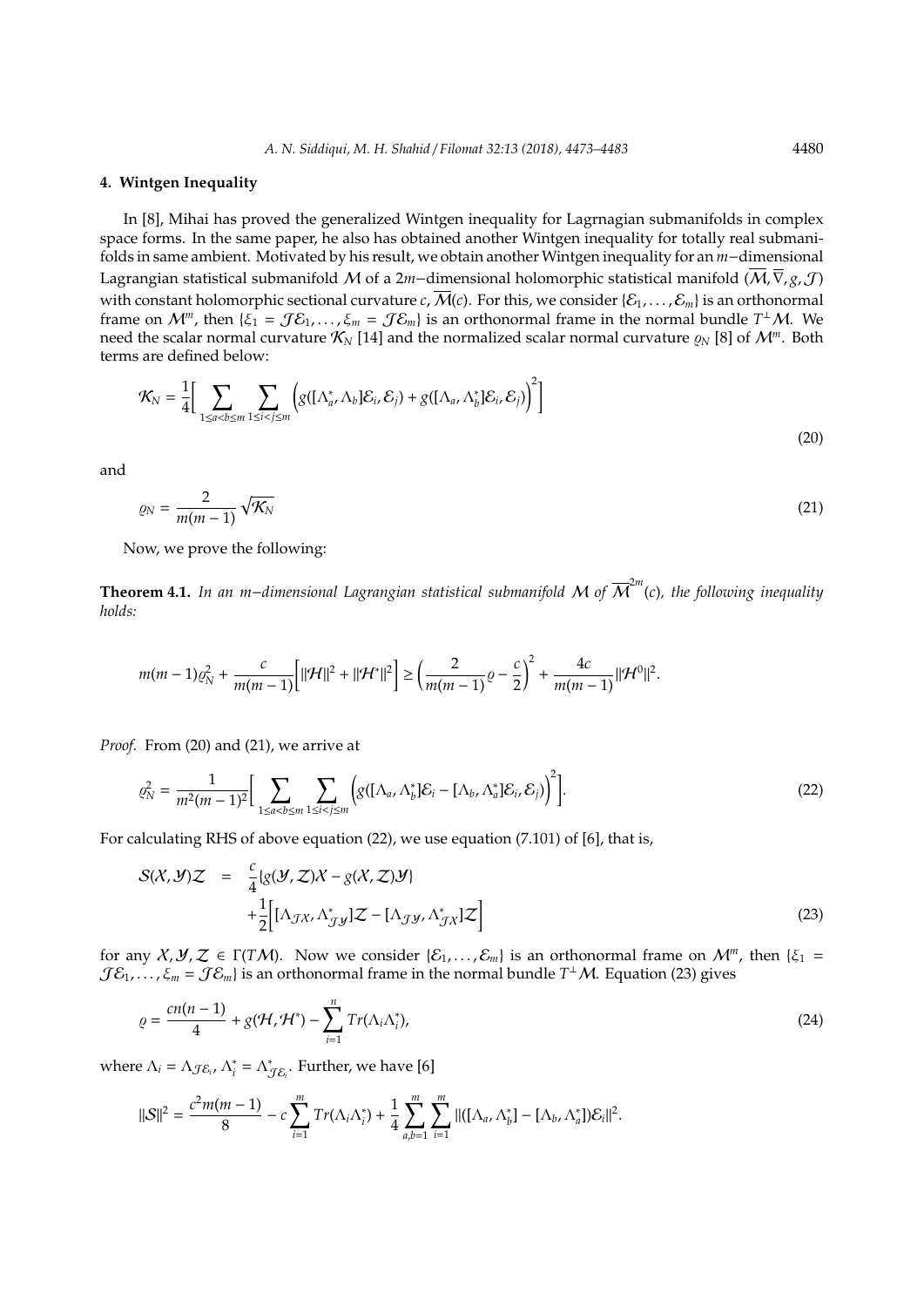## 4. Wintgen Inequality

In [8], Mihai has proved the generalized Wintgen inequality for Lagrnagian submanifolds in complex space forms. In the same paper, he also has obtained another Wintgen inequality for totally real submanifolds in same ambient. Motivated by his result, we obtain another Wintgen inequality for an $m-$dimensional Lagrangian statistical submanifold $\mathcal{M}$ of a $2m-$dimensional holomorphic statistical manifold $(\overline{\mathcal{M}}, \overline{\nabla}, g, \mathcal{J})$ with constant holomorphic sectional curvature $c$, $\overline{\mathcal{M}}(c)$. For this, we consider $\{\mathcal{E}_1, \ldots, \mathcal{E}_m\}$ is an orthonormal frame on $\mathcal{M}^m$, then $\{\xi_1 = \mathcal{J}\mathcal{E}_1, \ldots, \xi_m = \mathcal{J}\mathcal{E}_m\}$ is an orthonormal frame in the normal bundle $T^{\perp}\mathcal{M}$. We need the scalar normal curvature $\mathcal{K}_N$ [14] and the normalized scalar normal curvature $\varrho_N$ [8] of $\mathcal{M}^m$. Both terms are defined below:

$$\mathcal{K}_N = \frac{1}{4}\Big[\sum_{1\leq a<b\leq m}\sum_{1\leq i<j\leq m}\Big(g([\Lambda_a^*, \Lambda_b]\mathcal{E}_i, \mathcal{E}_j) + g([\Lambda_a, \Lambda_b^*]\mathcal{E}_i, \mathcal{E}_j)\Big)^2\Big] \tag{20}$$

and

$$\varrho_N = \frac{2}{m(m-1)}\sqrt{\mathcal{K}_N} \tag{21}$$

Now, we prove the following:

**Theorem 4.1.** *In an $m-$dimensional Lagrangian statistical submanifold $\mathcal{M}$ of $\overline{\mathcal{M}}^{2m}(c)$, the following inequality holds:*

$$m(m-1)\varrho_N^2 + \frac{c}{m(m-1)}\Big[\|\mathcal{H}\|^2 + \|\mathcal{H}^*\|^2\Big] \geq \Big(\frac{2}{m(m-1)}\varrho - \frac{c}{2}\Big)^2 + \frac{4c}{m(m-1)}\|\mathcal{H}^0\|^2.$$

*Proof.* From (20) and (21), we arrive at

$$\varrho_N^2 = \frac{1}{m^2(m-1)^2}\Big[\sum_{1\leq a<b\leq m}\sum_{1\leq i<j\leq m}\Big(g([\Lambda_a, \Lambda_b^*]\mathcal{E}_i - [\Lambda_b, \Lambda_a^*]\mathcal{E}_i, \mathcal{E}_j)\Big)^2\Big]. \tag{22}$$

For calculating RHS of above equation (22), we use equation (7.101) of [6], that is,

$$\begin{aligned}\mathcal{S}(\mathcal{X}, \mathcal{Y})\mathcal{Z} &= \frac{c}{4}\{g(\mathcal{Y}, \mathcal{Z})\mathcal{X} - g(\mathcal{X}, \mathcal{Z})\mathcal{Y}\} \\ &\quad + \frac{1}{2}\Big[[\Lambda_{\mathcal{J}\mathcal{X}}, \Lambda_{\mathcal{J}\mathcal{Y}}^*]\mathcal{Z} - [\Lambda_{\mathcal{J}\mathcal{Y}}, \Lambda_{\mathcal{J}\mathcal{X}}^*]\mathcal{Z}\Big]\end{aligned} \tag{23}$$

for any $\mathcal{X}, \mathcal{Y}, \mathcal{Z} \in \Gamma(T\mathcal{M})$. Now we consider $\{\mathcal{E}_1, \ldots, \mathcal{E}_m\}$ is an orthonormal frame on $\mathcal{M}^m$, then $\{\xi_1 = \mathcal{J}\mathcal{E}_1, \ldots, \xi_m = \mathcal{J}\mathcal{E}_m\}$ is an orthonormal frame in the normal bundle $T^{\perp}\mathcal{M}$. Equation (23) gives

$$\varrho = \frac{cn(n-1)}{4} + g(\mathcal{H}, \mathcal{H}^*) - \sum_{i=1}^{n} Tr(\Lambda_i\Lambda_i^*), \tag{24}$$

where $\Lambda_i = \Lambda_{\mathcal{J}\mathcal{E}_i}$, $\Lambda_i^* = \Lambda_{\mathcal{J}\mathcal{E}_i}^*$. Further, we have [6]

$$\|\mathcal{S}\|^2 = \frac{c^2m(m-1)}{8} - c\sum_{i=1}^{m} Tr(\Lambda_i\Lambda_i^*) + \frac{1}{4}\sum_{a,b=1}^{m}\sum_{i=1}^{m}\|([\Lambda_a, \Lambda_b^*] - [\Lambda_b, \Lambda_a^*])\mathcal{E}_i\|^2.$$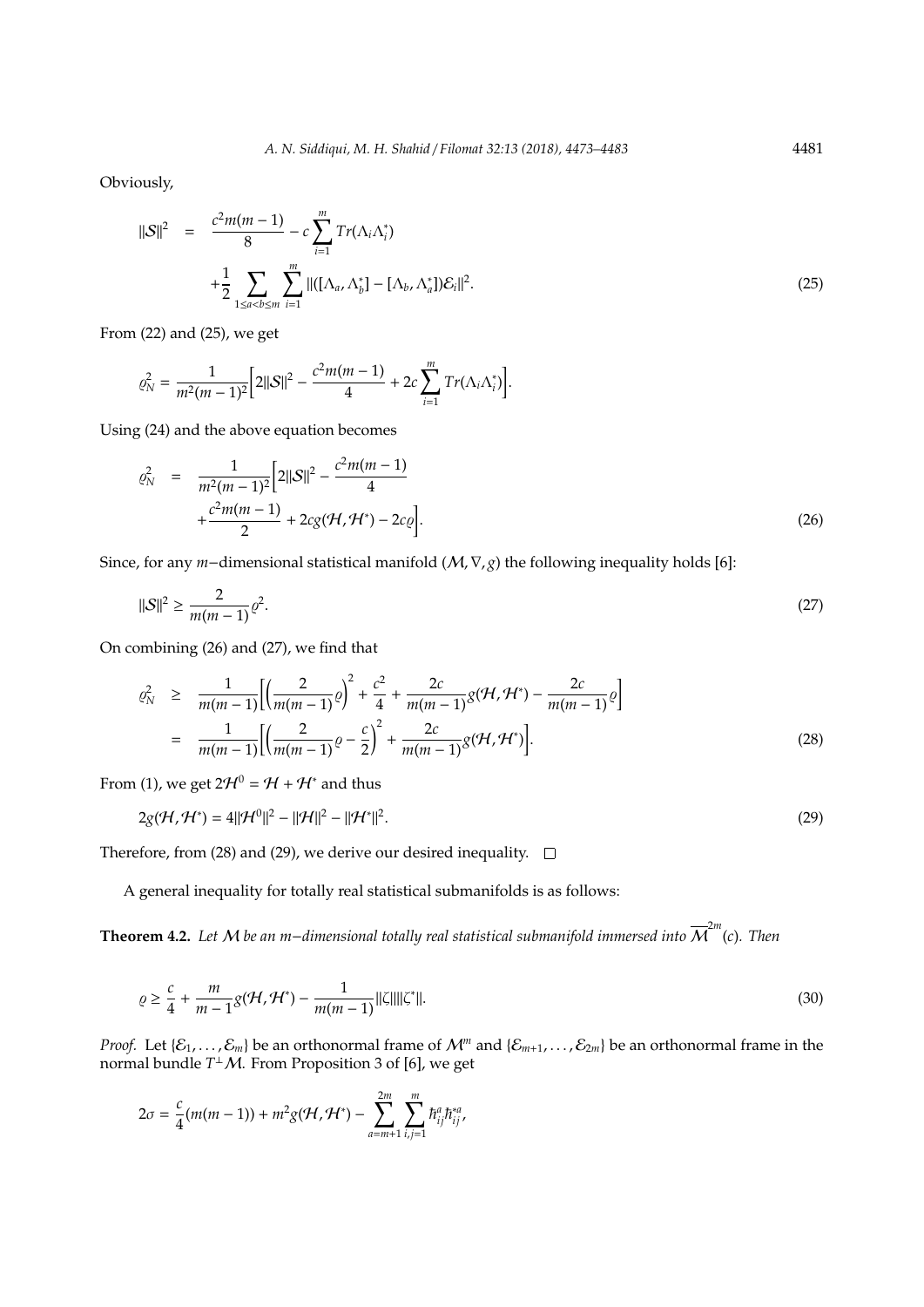Obviously,

$$\|\mathcal{S}\|^2 = \frac{c^2 m(m-1)}{8} - c\sum_{i=1}^{m} Tr(\Lambda_i \Lambda_i^*) + \frac{1}{2}\sum_{1\leq a<b\leq m}\sum_{i=1}^{m} \|([\Lambda_a, \Lambda_b^*] - [\Lambda_b, \Lambda_a^*])\mathcal{E}_i\|^2. \tag{25}$$

From (22) and (25), we get

$$\varrho_N^2 = \frac{1}{m^2(m-1)^2}\Big[2\|\mathcal{S}\|^2 - \frac{c^2 m(m-1)}{4} + 2c\sum_{i=1}^{m} Tr(\Lambda_i \Lambda_i^*)\Big].$$

Using (24) and the above equation becomes

$$\varrho_N^2 = \frac{1}{m^2(m-1)^2}\Big[2\|\mathcal{S}\|^2 - \frac{c^2 m(m-1)}{4} + \frac{c^2 m(m-1)}{2} + 2cg(\mathcal{H}, \mathcal{H}^*) - 2c\varrho\Big]. \tag{26}$$

Since, for any $m-$dimensional statistical manifold $(\mathcal{M}, \nabla, g)$ the following inequality holds [6]:

$$\|\mathcal{S}\|^2 \geq \frac{2}{m(m-1)}\varrho^2. \tag{27}$$

On combining (26) and (27), we find that

$$\begin{aligned} \varrho_N^2 &\geq \frac{1}{m(m-1)}\Big[\Big(\frac{2}{m(m-1)}\varrho\Big)^2 + \frac{c^2}{4} + \frac{2c}{m(m-1)}g(\mathcal{H}, \mathcal{H}^*) - \frac{2c}{m(m-1)}\varrho\Big] \\ &= \frac{1}{m(m-1)}\Big[\Big(\frac{2}{m(m-1)}\varrho - \frac{c}{2}\Big)^2 + \frac{2c}{m(m-1)}g(\mathcal{H}, \mathcal{H}^*)\Big]. \end{aligned} \tag{28}$$

From (1), we get $2\mathcal{H}^0 = \mathcal{H} + \mathcal{H}^*$ and thus

$$2g(\mathcal{H}, \mathcal{H}^*) = 4\|\mathcal{H}^0\|^2 - \|\mathcal{H}\|^2 - \|\mathcal{H}^*\|^2. \tag{29}$$

Therefore, from (28) and (29), we derive our desired inequality. $\square$

A general inequality for totally real statistical submanifolds is as follows:

**Theorem 4.2.** *Let $\mathcal{M}$ be an $m-$dimensional totally real statistical submanifold immersed into $\overline{\mathcal{M}}^{2m}(c)$. Then*

$$\varrho \geq \frac{c}{4} + \frac{m}{m-1}g(\mathcal{H}, \mathcal{H}^*) - \frac{1}{m(m-1)}\|\zeta\|\|\zeta^*\|. \tag{30}$$

*Proof.* Let $\{\mathcal{E}_1, \ldots, \mathcal{E}_m\}$ be an orthonormal frame of $\mathcal{M}^m$ and $\{\mathcal{E}_{m+1}, \ldots, \mathcal{E}_{2m}\}$ be an orthonormal frame in the normal bundle $T^\perp\mathcal{M}$. From Proposition 3 of [6], we get

$$2\sigma = \frac{c}{4}(m(m-1)) + m^2 g(\mathcal{H}, \mathcal{H}^*) - \sum_{a=m+1}^{2m}\sum_{i,j=1}^{m} \hbar_{ij}^a \hbar_{ij}^{*a},$$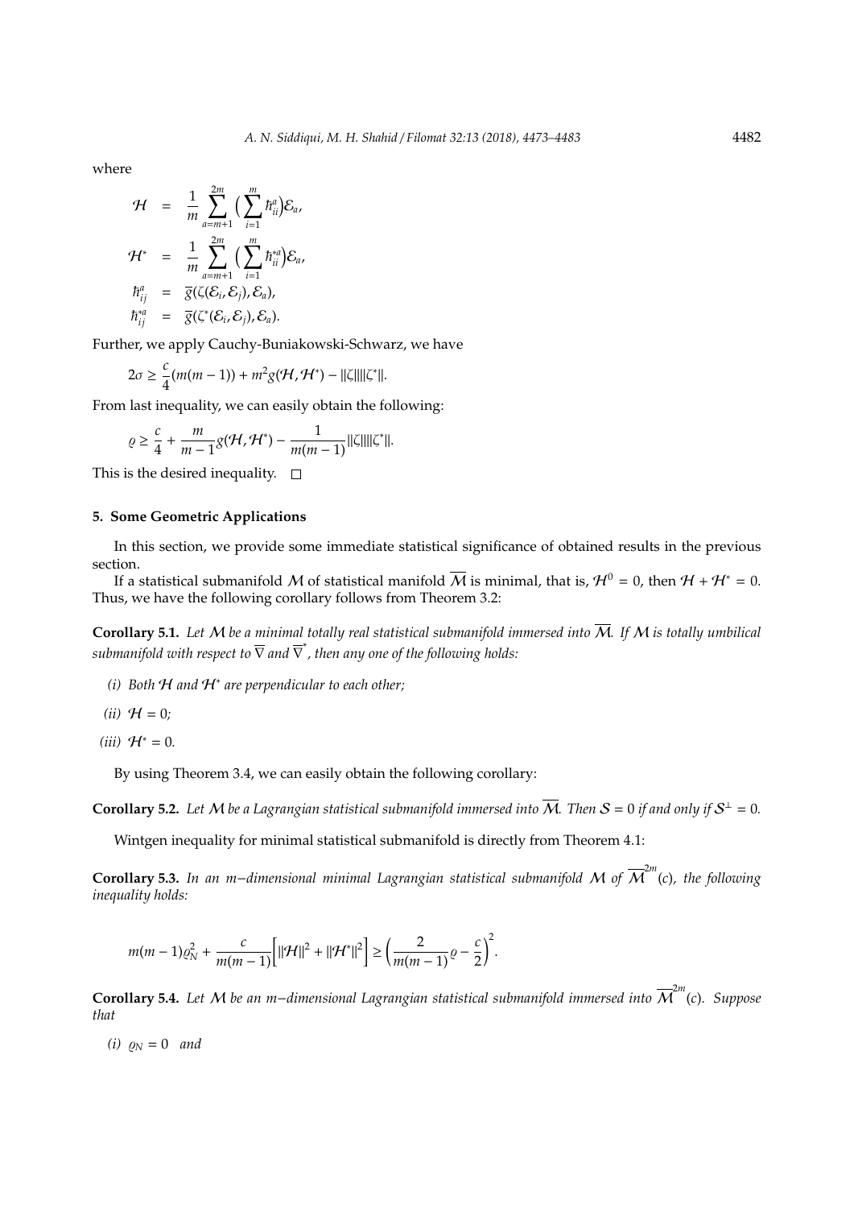where

$$
\begin{aligned}
\mathcal{H} &= \frac{1}{m}\sum_{a=m+1}^{2m}\Big(\sum_{i=1}^{m}\hbar_{ii}^{a}\Big)\mathcal{E}_a,\\
\mathcal{H}^* &= \frac{1}{m}\sum_{a=m+1}^{2m}\Big(\sum_{i=1}^{m}\hbar_{ii}^{*a}\Big)\mathcal{E}_a,\\
\hbar_{ij}^{a} &= \overline{g}(\zeta(\mathcal{E}_i,\mathcal{E}_j),\mathcal{E}_a),\\
\hbar_{ij}^{*a} &= \overline{g}(\zeta^*(\mathcal{E}_i,\mathcal{E}_j),\mathcal{E}_a).
\end{aligned}
$$

Further, we apply Cauchy-Buniakowski-Schwarz, we have

$$2\sigma \geq \frac{c}{4}(m(m-1)) + m^2 g(\mathcal{H},\mathcal{H}^*) - \|\zeta\|\|\zeta^*\|.$$

From last inequality, we can easily obtain the following:

$$\varrho \geq \frac{c}{4} + \frac{m}{m-1}g(\mathcal{H},\mathcal{H}^*) - \frac{1}{m(m-1)}\|\zeta\|\|\zeta^*\|.$$

This is the desired inequality. □

## 5. Some Geometric Applications

In this section, we provide some immediate statistical significance of obtained results in the previous section.

If a statistical submanifold $\mathcal{M}$ of statistical manifold $\overline{\mathcal{M}}$ is minimal, that is, $\mathcal{H}^0 = 0$, then $\mathcal{H} + \mathcal{H}^* = 0$. Thus, we have the following corollary follows from Theorem 3.2:

**Corollary 5.1.** *Let $\mathcal{M}$ be a minimal totally real statistical submanifold immersed into $\overline{\mathcal{M}}$. If $\mathcal{M}$ is totally umbilical submanifold with respect to $\overline{\nabla}$ and $\overline{\nabla}^*$, then any one of the following holds:*

*(i) Both $\mathcal{H}$ and $\mathcal{H}^*$ are perpendicular to each other;*

*(ii) $\mathcal{H} = 0$;*

*(iii) $\mathcal{H}^* = 0$.*

By using Theorem 3.4, we can easily obtain the following corollary:

**Corollary 5.2.** *Let $\mathcal{M}$ be a Lagrangian statistical submanifold immersed into $\overline{\mathcal{M}}$. Then $\mathcal{S} = 0$ if and only if $\mathcal{S}^{\perp} = 0$.*

Wintgen inequality for minimal statistical submanifold is directly from Theorem 4.1:

**Corollary 5.3.** *In an $m-$dimensional minimal Lagrangian statistical submanifold $\mathcal{M}$ of $\overline{\mathcal{M}}^{2m}(c)$, the following inequality holds:*

$$m(m-1)\varrho_N^2 + \frac{c}{m(m-1)}\Big[\|\mathcal{H}\|^2 + \|\mathcal{H}^*\|^2\Big] \geq \Big(\frac{2}{m(m-1)}\varrho - \frac{c}{2}\Big)^2.$$

**Corollary 5.4.** *Let $\mathcal{M}$ be an $m-$dimensional Lagrangian statistical submanifold immersed into $\overline{\mathcal{M}}^{2m}(c)$. Suppose that*

*(i) $\varrho_N = 0$ and*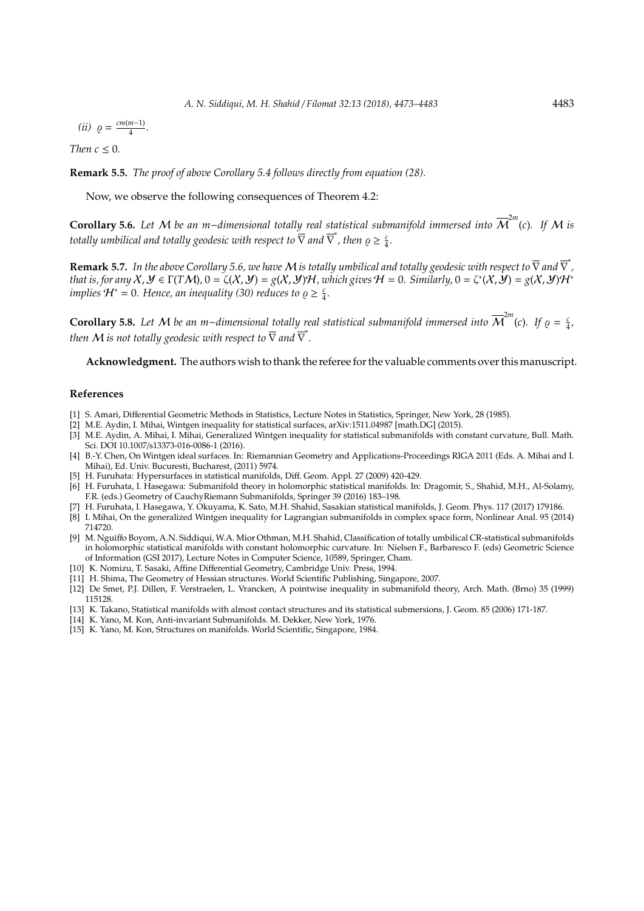*(ii)* $\varrho = \frac{cm(m-1)}{4}$.

*Then* $c \leq 0$.

**Remark 5.5.** *The proof of above Corollary 5.4 follows directly from equation (28).*

Now, we observe the following consequences of Theorem 4.2:

**Corollary 5.6.** *Let* $\mathcal{M}$ *be an* $m-$*dimensional totally real statistical submanifold immersed into* $\overline{\mathcal{M}}^{2m}(c)$*. If* $\mathcal{M}$ *is totally umbilical and totally geodesic with respect to* $\overline{\nabla}$ *and* $\overline{\nabla}^{*}$*, then* $\varrho \geq \frac{c}{4}$.

**Remark 5.7.** *In the above Corollary 5.6, we have* $\mathcal{M}$ *is totally umbilical and totally geodesic with respect to* $\overline{\nabla}$ *and* $\overline{\nabla}^{*}$*, that is, for any* $\mathcal{X}, \mathcal{Y} \in \Gamma(T\mathcal{M})$*,* $0 = \zeta(\mathcal{X}, \mathcal{Y}) = g(\mathcal{X}, \mathcal{Y})\mathcal{H}$*, which gives* $\mathcal{H} = 0$*. Similarly,* $0 = \zeta^{*}(\mathcal{X}, \mathcal{Y}) = g(\mathcal{X}, \mathcal{Y})\mathcal{H}^{*}$ *implies* $\mathcal{H}^{*} = 0$*. Hence, an inequality (30) reduces to* $\varrho \geq \frac{c}{4}$.

**Corollary 5.8.** *Let* $\mathcal{M}$ *be an* $m-$*dimensional totally real statistical submanifold immersed into* $\overline{\mathcal{M}}^{2m}(c)$*. If* $\varrho = \frac{c}{4}$*, then* $\mathcal{M}$ *is not totally geodesic with respect to* $\overline{\nabla}$ *and* $\overline{\nabla}^{*}$.

**Acknowledgment.** The authors wish to thank the referee for the valuable comments over this manuscript.

## References

[1] S. Amari, Differential Geometric Methods in Statistics, Lecture Notes in Statistics, Springer, New York, 28 (1985).

[2] M.E. Aydin, I. Mihai, Wintgen inequality for statistical surfaces, arXiv:1511.04987 [math.DG] (2015).

[3] M.E. Aydin, A. Mihai, I. Mihai, Generalized Wintgen inequality for statistical submanifolds with constant curvature, Bull. Math. Sci. DOI 10.1007/s13373-016-0086-1 (2016).

[4] B.-Y. Chen, On Wintgen ideal surfaces. In: Riemannian Geometry and Applications-Proceedings RIGA 2011 (Eds. A. Mihai and I. Mihai), Ed. Univ. Bucuresti, Bucharest, (2011) 5974.

[5] H. Furuhata: Hypersurfaces in statistical manifolds, Diff. Geom. Appl. 27 (2009) 420-429.

[6] H. Furuhata, I. Hasegawa: Submanifold theory in holomorphic statistical manifolds. In: Dragomir, S., Shahid, M.H., Al-Solamy, F.R. (eds.) Geometry of CauchyRiemann Submanifolds, Springer 39 (2016) 183–198.

[7] H. Furuhata, I. Hasegawa, Y. Okuyama, K. Sato, M.H. Shahid, Sasakian statistical manifolds, J. Geom. Phys. 117 (2017) 179186.

[8] I. Mihai, On the generalized Wintgen inequality for Lagrangian submanifolds in complex space form, Nonlinear Anal. 95 (2014) 714720.

[9] M. Nguiffo Boyom, A.N. Siddiqui, W.A. Mior Othman, M.H. Shahid, Classification of totally umbilical CR-statistical submanifolds in holomorphic statistical manifolds with constant holomorphic curvature. In: Nielsen F., Barbaresco F. (eds) Geometric Science of Information (GSI 2017), Lecture Notes in Computer Science, 10589, Springer, Cham.

[10] K. Nomizu, T. Sasaki, Affine Differential Geometry, Cambridge Univ. Press, 1994.

[11] H. Shima, The Geometry of Hessian structures. World Scientific Publishing, Singapore, 2007.

[12] De Smet, P.J. Dillen, F. Verstraelen, L. Vrancken, A pointwise inequality in submanifold theory, Arch. Math. (Brno) 35 (1999) 115128.

[13] K. Takano, Statistical manifolds with almost contact structures and its statistical submersions, J. Geom. 85 (2006) 171-187.

[14] K. Yano, M. Kon, Anti-invariant Submanifolds. M. Dekker, New York, 1976.

[15] K. Yano, M. Kon, Structures on manifolds. World Scientific, Singapore, 1984.